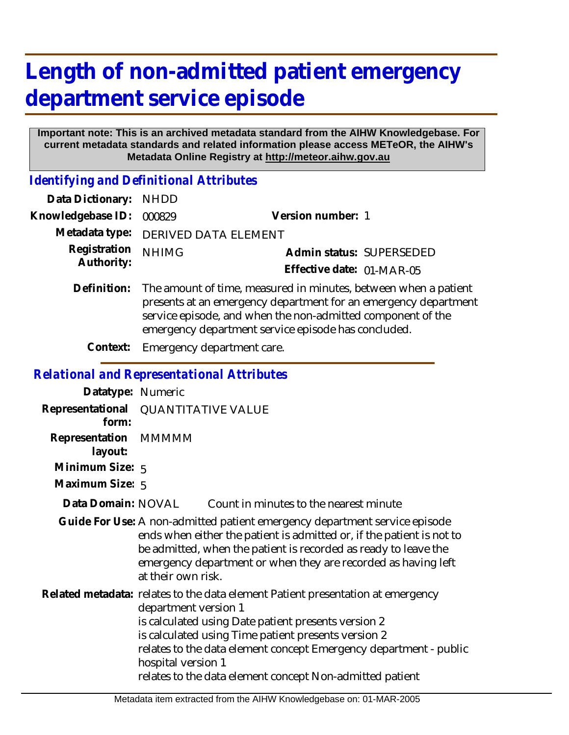# Length of non-admitted patient emergency department service episode

**Important note: This is an archived metadata standard from the AIHW Knowledgebase. For current metadata standards and related information please access METeOR, the AIHW's Metadata Online Registry at http://meteor.aihw.gov.au**

## *Identifying and Definitional Attributes*

**Data Dictionary:** NHDD

**Knowledgebase ID:** 000829 **Version number:** 1

**Metadata type:** DERIVED DATA ELEMENT

**Registration Authority:** NHIMG **Admin status:** SUPERSEDED

**Effective date:** 01-MAR-05

**Definition:** The amount of time, measured in minutes, between when a patient presents at an emergency department for an emergency department service episode, and when the non-admitted component of the emergency department service episode has concluded.

**Context:** Emergency department care.

## *Relational and Representational Attributes*

**Datatype:** Numeric

**Representational form:** QUANTITATIVE VALUE

**Representation layout:** MMMMM

**Minimum Size:** 5

**Maximum Size:** 5

**Data Domain:** NOVAL Count in minutes to the nearest minute

**Guide For Use:** A non-admitted patient emergency department service episode ends when either the patient is admitted or, if the patient is not to be admitted, when the patient is recorded as ready to leave the emergency department or when they are recorded as having left at their own risk.

**Related metadata:** relates to the data element Patient presentation at emergency department version 1
is calculated using Date patient presents version 2
is calculated using Time patient presents version 2
relates to the data element concept Emergency department - public hospital version 1
relates to the data element concept Non-admitted patient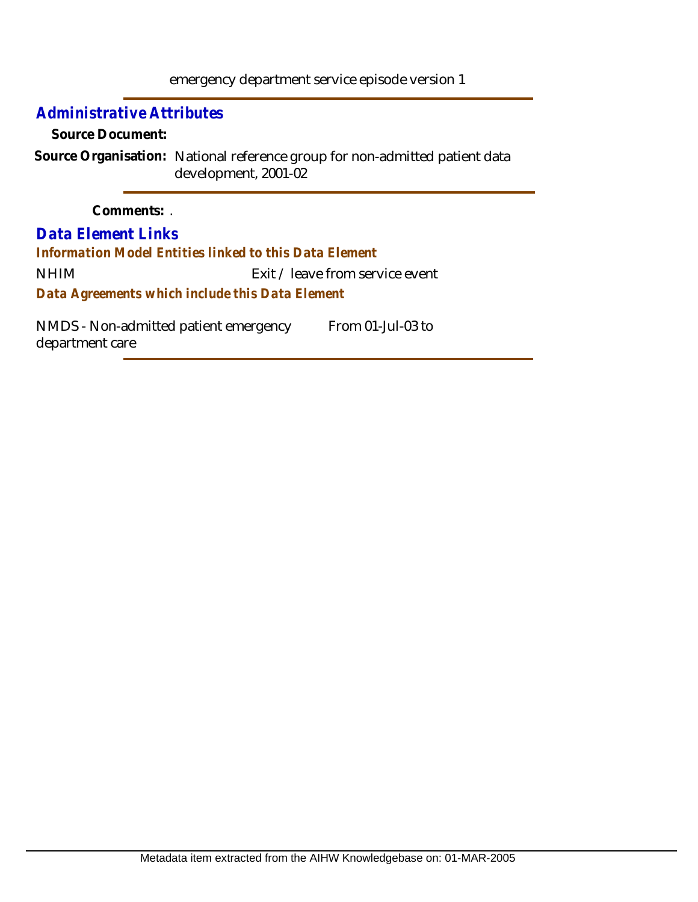emergency department service episode version 1

## Administrative Attributes

**Source Document:**

**Source Organisation:** National reference group for non-admitted patient data development, 2001-02

**Comments:** .

## Data Element Links

### *Information Model Entities linked to this Data Element*

| | |
|---|---|
| NHIM | Exit / leave from service event |

### *Data Agreements which include this Data Element*

| | |
|---|---|
| NMDS - Non-admitted patient emergency department care | From 01-Jul-03 to |